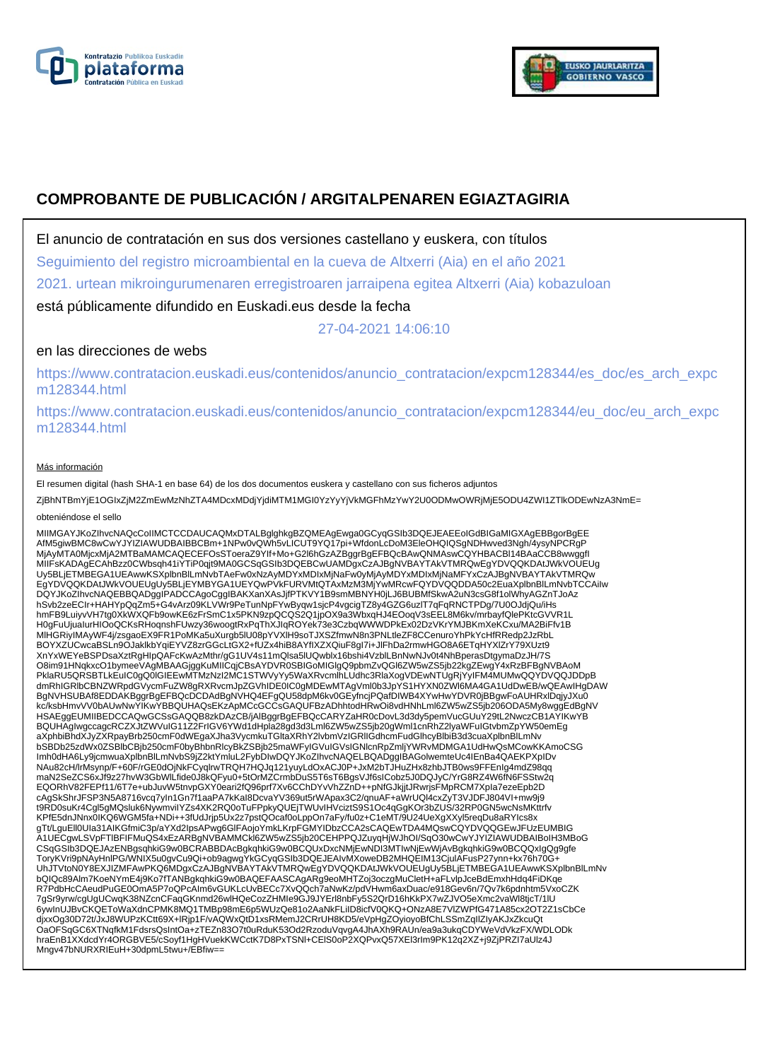# COMPROBANTE DE PUBLICACIÓN / ARGITALPENAREN EGIAZTAGIRIA

El anuncio de contratación en sus dos versiones castellano y euskera, con títulos

Seguimiento del registro microambiental en la cueva de Altxerri (Aia) en el año 2021

2021. urtean mikroingurumenaren erregistroaren jarraipena egitea Altxerri (Aia) kobazuloan

está públicamente difundido en Euskadi.eus desde la fecha

27-04-2021 14:06:10

en las direcciones de webs

https://www.contratacion.euskadi.eus/contenidos/anuncio_contratacion/expcm128344/es_doc/es_arch_expcm128344.html

https://www.contratacion.euskadi.eus/contenidos/anuncio_contratacion/expcm128344/eu_doc/eu_arch_expcm128344.html

Más información

El resumen digital (hash SHA-1 en base 64) de los dos documentos euskera y castellano con sus ficheros adjuntos

ZjBhNTBmYjE1OGIxZjM2ZmEwMzNhZTA4MDcxMDdjYjdiMTM1MGI0YzYyYjVkMGFhMzYwY2U0ODMwOWRjMjE5ODU4ZWI1ZTlkODEwNzA3NmE=

obteniéndose el sello

```
MIIMGAYJKoZIhvcNAQcCoIIMCTCCDAUCAQMxDTALBglghkgBZQMEAgEwga0GCyqGSIb3DQEJEAEEoIGdBIGaMIGXAgEBBgorBgEE
AfM5giwBMC8wCwYJYIZIAWUDBAIBBCBm+1NPw0vQWh5vLICUT9YQ17pi+WfdonLcDoM3EleOHQIQSgNDHwved3Ngh/4ysyNPCRgP
MjAyMTA0MjcxMjA2MTBaMAMCAQECEFOsSToeraZ9YIf+Mo+G2l6hGzAZBggrBgEFBQcBAwQNMAswCQYHBACBl14BAaCCB8wwggfI
MIIFsKADAgECAhBzz0CWbsqh41iYTiP0qjt9MA0GCSqGSIb3DQEBCwUAMDgxCzAJBgNVBAYTAkVTMRQwEgYDVQQKDAtJWkVOUEUg
Uy5BLjETMBEGA1UEAwwKSXplbnBlLmNvbTAeFw0xNzAyMDYxMDIxMjNaFw0yMjAyMDYxMDIxMjNaMFYxCzAJBgNVBAYTAkVTMRQw
EgYDVQQKDAtJWkVOUEUgUy5BLjEYMBYGA1UEYQwPVkFURVMtQTAxMzM3MjYwMRcwFQYDVQQDDA50c2EuaXplbnBlLmNvbTCCAiIw
DQYJKoZIhvcNAQEBBQADggIPADCCAgoCggIBAKXanXAsJjfPTKVY1B9smMBNYH0jLJ6BUBMfSkwA2uN3csG8f1olWhyAGZnTJoAz
hSvb2zeECIr+HAHYpQqZm5+G4vArz09KLVWr9PeTunNpFYwByqw1sjcP4vgcigTZ8y4GZG6uzIT7qFqRNCTPDg/7U0OJdjQu/iHs
hmFB9LuiyvVH7tg0XkWXQFb9owKE6zFrSmC1x5PKN9zpQCQS2Q1jpOX9a3WbxqHJ4EOoqV3sEEL8M6kv/mrbayfQlePKtcGVVR1L
H0gFuUjualurHIOoQCKsRHoqnshFUwzy36woogtRxPqThXJlqROYek73e3CzbqWWWDPkEx02DzVKrYMJBKmXeKCxu/MA2BiFfv1B
MlHGRiyIMAyWF4j/zsgaoEX9FR1PoMKa5uXurgb5lU08pYVXlH9soTJXSZfmwN8n3PNLtleZF8CCenuroYhPkYcHfRRedp2JzRbL
BOYXZUCwcaBSLn9OJaklkbYqiEYVZ8zrGGcLtGX2+fUZx4hiB8AYfIXZXQiuF8gl7i+JlFhDa2rmwHGO8A6ETqHYXlZrY79XUzt9
XnYxWEYeBSPDsaXztRgHIpQAFcKwAzMthr/gG1UV4s11mQlsa5lUQwblx16bshi4VzblLBnNwNJv0t4NhBperasDtgymaDzJH/7S
O8im91HNqkxcO1bymeeVAgMBAAGjggKuMIICqjCBsAYDVR0SBIGoMIGlgQ9pbmZvQGl6ZW5wZS5jb22kgZEwgY4xRzBFBgNVBAoM
PklaRU5QRSBTLkEuIC0gQ0lGIEEwMTMzNzI2MC1STWVyYy5WaXRvcmlhLUdhc3RlaXogVDEwNTUgRjYyIFM4MUMwQQYDVQQJDDpB
dmRhIGRlbCBNZWRpdGVycmFuZW8gRXRvcmJpZGVhIDE0ICUgMDEwMTAgVml0b3JpYS1HYXN0ZWl6MA4GA1UdDwEB/wQEAwIHgDAW
BgNVHSUBAf8EDDAKBggrBgEFBQcDCDAdBgNVHQ4EFgQU58dpM6kv0GEyfncjPQafDIWB4XYwHwYDVR0jBBgwFoAUHRxlDqjyJXu0
kc/ksbHmvVV0bAUwNwYIKwYBBQUHAQsEKzApMCcGCCsGAQUFBzADhhtodHRwOi8vdHNhLml6ZW5wZS5jb206ODA5My8wggEdBgNV
HSAEggEUMIIBEDCCAQwGCSsGAQQB8zkDAzCB/jAlBggrBgEFBQcCARYZaHR0cDovL3d3dy5pemVucGUuY29tL2NwczCB1AYIKwYB
BQUHAgIwgccagcRCZXJtZWVuIG11Z2FrIGV6YWd1dHpla28gd3d3Lml6ZW5wZS5jb20gWml1cnRhZ2lyaWFuIGtvbmZpYW50emEg
aXphbiBhdXJyZXRpayBrb250cmF0dWEgaXJha3VycmkuTGltaXRhY2lvbmVzIGRlIGdhcmFudGlhcyBlbiB3d3cuaXplbnBlLmNv
bSBDb25zdWx0ZSBlbCBjb250cmF0byBhbnRlcyBkZSBjb25maWFyIGVuIGVsIGNlcnRpZmljYWRvMDMGA1UdHwQsMCowKKAmoCSG
Imh0dHA6Ly9jcmwuaXplbnBlLmNvbS9jZ2ktYmluL2FybDIwDQYJKoZIhvcNAQELBQADggIBAGolwemteUc4IEnBa4QAEKPXpIDv
NAu82cH/lrMsynp/F+60F/rGE0dOjNkFCyqlrwTRQH7HQJq121yuyLdOxACJ0P+JxM2bTJHuZHx8zhbJTB0ws9FFEnlg4mdZ98qq
maN2SeZCS6xJf9z27hvW3GbWlLfide0J8kQFyu0+5tOrMZCrmbDuS5T6sT6BgsVJf6slCobz5J0DQJyC/YrG8RZ4W6fN6FSStw2q
EQORhV82FEPf11/6T7e+ubJuvW5tnvpGXY0eari2fQ96prf7Xv6CChDYvVhZZnD++pNfGJkjjtJRwrjsFMpRCM7Xpla7ezeEpb2D
cAgSkShrJFSP3N5A8716vcq7yIn1Gn7f1aaPA7kKal8DcvaYV369ut5rWApax3C2/qnuAF+aWrUQl4cxZyT3VJDFJ804VI+mw9j9
t9RD0suKr4Cgl5gMQsluk6NywmviIYZs4XK2RQ0oTuFPpkyQUEjTWUvIHvciztS9S1Oc4qGgKOr3bZUS/32RP0GN5wcNsMKttrfv
KPfE5dnJNnx0IKQ6WGM5fa+NDi++3fUdJrjp5Ux2z7pstQOcaf0oLppOn7aFy/fu0z+C1eMT/9U24UeXgXXyl5reqDu8aRYIcs8x
gTt/LguElI0Ula31AIKGfmiC3p/aYXd2IpsAPwg6GlFAojoYmkLKrpFGMYIDbzCCA2sCAQEwTDA4MQswCQYDVQQGEwJFUzEUMBIG
A1UECgwLSVpFTlBFIFMuQS4xEzARBgNVBAMMCkl6ZW5wZS5jb20CEHPPQJZuyqHjWJhOI/SqO30wCwYJYIZIAWUDBAIBoIH3MBoG
CSqGSIb3DQEJAzENBgsqhkiG9w0BCRABBDAcBgkqhkiG9w0BCQUxDxcNMjEwNDI3MTIwNjEwWjAvBgkqhkiG9w0BCQQxIgQg9gfe
ToryKVri9pNAyHnlPG/WNIX5u0gvCu9Qi+ob9agwgYkGCyqGSIb3DQEJEAIvMXoweDB2MHQEIM13CjulAFusP27ynn+kx76h70G+
UhJTVtoN0Y8EXJIZMFAwPKQ6MDgxCzAJBgNVBAYTAkVTMRQwEgYDVQQKDAtJWkVOUEUgUy5BLjETMBEGA1UEAwwKSXplbnBlLmNv
bQIQc89Alm7KoeNYmE4j9Ko7fTANBgkqhkiG9w0BAQEFAASCAgARg9eoMHTZoj3oczgMuCletH+aFLvlpJceBdEmxhHdq4FiDKqe
R7PdbHcCAeudPuGE0OmA5P7oQPcAlm6vGUKLcUvBECc7XvQQch7aNwKz/pdVHwm6axDuac/e918Gev6n/7Qv7k6pdnhtm5VxoCZK
7gSr9yrw/cgUgUCwqK38NZcnCFaqGKnmd26wlHQeCozZHMIe9GJ9JYErl8nbFy5S2QrD16hKkPX7wZJVO5eXmc2vaWl8tjcT/1lU
6ywlnUJBvCKQEToWaXdnCPMK8MQ1TMBp98mE6p5WUzQe81o2AaNkFLiID8icfV0QKQ+ONzA8E7VlZWPfG471A85cx2OT2Z1sCbCe
djxxOg30D72t/JxJ8WUPzKCtt69X+lRjp1F/vAQWxQtD1xsRMemJ2CRrUH8KD5/eVpHgZOyioyoBfChLSSmZqlIZlyAKJxZkcuQt
OaOFSqGC6XTNqfkM1FdsrsQsIntOa+zTEZn83O7t0uRduK53Od2RzoduVqvgA4JhAXh9RAUn/ea9a3ukqCDYWeVdVkzFX/WDLODk
hraEnB1XXdcdYr4ORGBVE5/cSoyf1HgHVuekKWCctK7D8PxTSNl+CElS0oP2XQPvxQ57XEl3rlm9PK12q2XZ+j9ZjPRZI7aUlz4J
Mngv47bNURXRIEuH+30dpmL5twu+/EBfiw==
```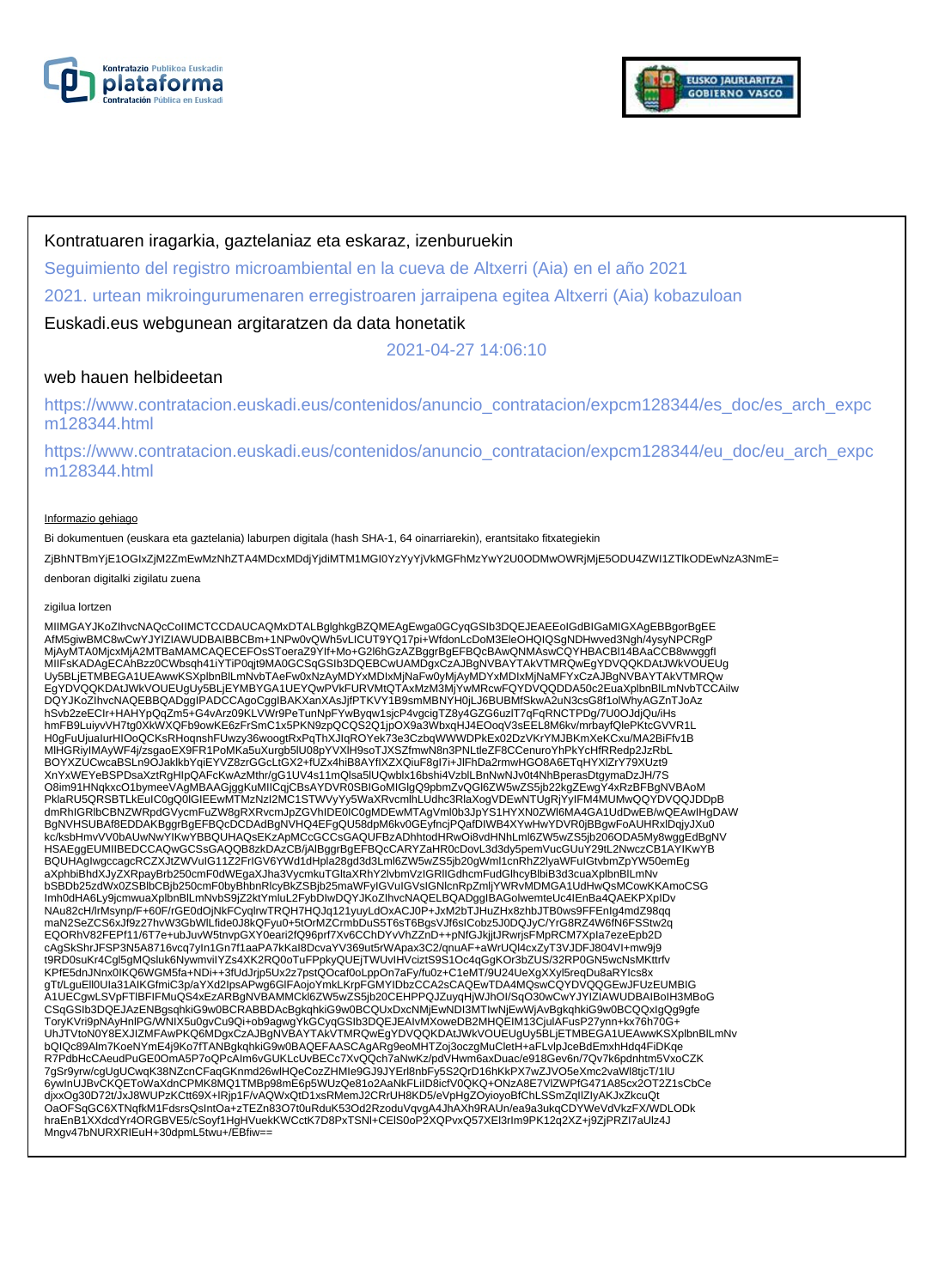Kontratuaren iragarkia, gaztelaniaz eta eskaraz, izenburuekin

Seguimiento del registro microambiental en la cueva de Altxerri (Aia) en el año 2021

2021. urtean mikroingurumenaren erregistroaren jarraipena egitea Altxerri (Aia) kobazuloan

Euskadi.eus webgunean argitaratzen da data honetatik

2021-04-27 14:06:10

web hauen helbideetan

https://www.contratacion.euskadi.eus/contenidos/anuncio_contratacion/expcm128344/es_doc/es_arch_expcm128344.html

https://www.contratacion.euskadi.eus/contenidos/anuncio_contratacion/expcm128344/eu_doc/eu_arch_expcm128344.html

Informazio gehiago

Bi dokumentuen (euskara eta gaztelania) laburpen digitala (hash SHA-1, 64 oinarriarekin), erantsitako fitxategiekin

ZjBhNTBmYjE1OGIxZjM2ZmEwMzNhZTA4MDcxMDdjYjdiMTM1MGI0YzYyYjVkMGFhMzYwY2U0ODMwOWRjMjE5ODU4ZWI1ZTlkODEwNzA3NmE=

denboran digitalki zigilatu zuena

zigilua lortzen

MIIMGAYJKoZIhvcNAQcCoIIMCTCCDAUCAQMxDTALBglghkgBZQMEAgEwga0GCyqGSIb3DQEJEAEEoIGdBIGaMIGXAgEBBgorBgEE
AfM5giwBMC8wCwYJYIZIAWUDBAIBBCBm+1NPw0vQWh5vLICUT9YQ17pi+WfdonLcDoM3EleOHQIQSgNDHwved3Ngh/4ysyNPCRgP
MjAyMTA0MjcxMjA2MTBaMAMCAQECEFOsSToeraZ9Ylf+Mo+G2l6hGzAZBggrBgEFBQcBAwQNMAswCQYHBACBl14BAaCCB8wwggfl
MIIFsKADAgECAhBzz0CWbsqh41iYTiP0qjt9MA0GCSqGSIb3DQEBCwUAMDgxCzAJBgNVBAYTAkVTMRQwEgYDVQQKDAtJWkVOUEUg
Uy5BLjETMBEGA1UEAwwKSXplbnBlLmNvbTAeFw0xNzAyMDYxMDIxMjNaFw0yMjAyMDYxMDIxMjNaMFYxCzAJBgNVBAYTAkVTMRQw
EgYDVQQKDAtJWkVOUEUgUy5BLjEYMBYGA1UEYQwPVkFURVMtQTAxMzM3MjYwMRcwFQYDVQQDDA50c2EuaXplbnBlLmNvbTCCAiIw
DQYJKoZIhvcNAQEBBQADggIPADCCAgoCggIBAKXanXAsJjfPTKVY1B9smMBNYH0jLJ6BUBMfSkwA2uN3csG8f1olWhyAGZnTJoAz
hSvb2zeECIr+HAHYpQqZm5+G4vArz09KLVWr9PeTunNpFYwByqw1sjcP4vgcigTZ8y4GZG6uzlT7qFqRNCTPDg/7U0OJdjQu/iHs
hmFB9LuiyvVH7tg0XkWXQFb9owKE6zFrSmC1x5PKN9zpQCQS2Q1jpOX9a3WbxqHJ4EOoqV3sEEL8M6kv/mrbayfQlePKtcGVVR1L
H0gFuUjualurHIOoQCKsRHoqnshFUwzy36woogtRxPqThXJlqROYek73e3CzbqWWWDPkEx02DzVKrYMJBKmXeKCxu/MA2BiFfv1B
MlHGRiylMAyWF4j/zsgaoEX9FR1PoMKa5uXurgb5lU08pYVXlH9soTJXSZfmwN8n3PNLtleZF8CCenuroYhPkYcHfRRedp2JzRbL
BOYXZUCwcaBSLn9OJaklkbYqiEYVZ8zrGGcLtGX2+fUZx4hiB8AYflXZXQiuF8gl7i+JlFhDa2rmwHGO8A6ETqHYXlZrY79XUzt9
XnYxWEYeBSPDsaXztRgHIpQAFcKwAzMthr/gG1UV4s11mQlsa5lUQwblx16bshi4VzbILBnNwNJv0t4NhBperasDtgymaDzJH/7S
O8im91HNqkxcO1bymeeVAgMBAAGjggKuMIICqjCBsAYDVR0SBIGoMIGlgQ9pbmZvQGl6ZW5wZS5jb22kgZEwgY4xRzBFBgNVBAoM
PklaRU5QRSBTLkEuIC0gQ0lGIEEwMTMzNzI2MC1STWVyYy5WaXRvcmlhLUdhc3RlaXogVDEwNTUgRjYyIFM4MUMwQQYDVQQJDDpB
dmRhIGRlbCBNZWRpdGVycmFuZW8gRXRvcmJpZGVhIDE0IC0gMDEwMTAgVml0b3JpYS1HYXN0ZWl6MA4GA1UdDwEB/wQEAwIHgDAW
BgNVHSUBAf8EDDAKBggrBgEFBQcDCDAdBgNVHQ4EFgQU58dpM6kv0GEyfncjPQafDIWB4XYwHwYDVR0jBBgwFoAUHRxlDqjyJXu0
kc/ksbHmvVV0bAUwNwYIKwYBBQUHAQsEKzApMCcGCCsGAQUFBzADhhtodHRwOi8vdHNhLml6ZW5wZS5jb206ODA5My8wggEdBgNV
HSAEggEUMIIBEDCCAQwGCSsGAQQB8zkDAzCB/jAlBggrBgEFBQcCARYZaHR0cDovL3d3dy5pemVucGUuY29tL2NwczCB1AYIKwYB
BQUHAgIwgccagcRCZXJtZWVuIG11Z2FrIGV6YWd1dHpla28gd3d3Lml6ZW5wZS5jb20gWml1cnRhZ2lyaWFuIGtvbmZpYW50emEg
aXphbiBhdXJyZXRpayBrb250cmF0dWEgaXJha3VycmkuTGltaXRhY2lvbmVzIGRlIGdhcmFudGlhcyBlbiB3d3cuaXplbnBlLmNv
bSBDb25zdWx0ZSBlbCBjb250cmF0byBhbnRlcyBkZSBjb25maWFyIGVuIGVsIGNlcnRpZmljYWRvMDMGA1UdHwQsMCowKKAmoCSG
Imh0dHA6Ly9jcmwuaXplbnBlLmNvbS9jZ2ktYmluL2FybDIwDQYJKoZIhvcNAQELBQADggIBAGolwemteUc4lEnBa4QAEKPXpIDv
NAu82cH/lrMsynp/F+60F/rGE0dOjNkFCyqlrwTRQH7HQJq121yuyLdOxACJ0P+JxM2bTJHuZHx8zhbJTB0ws9FFEnIg4mdZ98qq
maN2SeZCS6xJf9z27hvW3GbWlLfide0J8kQFyu0+5tOrMZCrmbDuS5T6sT6BgsVJf6sICobz5J0DQJyC/YrG8RZ4W6fN6FSStw2q
EQORhV82FEPf11/6T7e+ubJuvW5tnvpGXY0eari2fQ96prf7Xv6CChDYvVhZZnD++pNfGJkjjtJRwrjsFMpRCM7Xpla7ezeEpb2D
cAgSkShrJFSP3N5A8716vcq7yln1Gn7f1aaPA7kKal8DcvaYV369ut5rWApax3C2/qnuAF+aWrUQl4cxZyT3VJDFJ804Vl+mw9j9
t9RD0suKr4Cgl5gMQsluk6NywmviIYZs4XK2RQ0oTuFPpkyQUEjTWUvIHVciztS9S1Oc4qGgKOr3bZUS/32RP0GN5wcNsMKttrfv
KPfE5dnJNnx0IKQ6WGM5fa+NDi++3fUdJrjp5Ux2z7pstQOcaf0oLppOn7aFy/fu0z+C1eMT/9U24UeXgXXyl5reqDu8aRYIcs8x
gTt/LguEll0Ula31AIKGfmiC3p/aYXd2IpsAPwg6GlFAojoYmkLKrpFGMYIDbzCCA2sCAQEwTDA4MQswCQYDVQQGEwJFUzEUMBIG
A1UECgwLSVpFTlBFIFMuQS4xEzARBgNVBAMMCkl6ZW5wZS5jb20CEHPPQJZuyqHjWJhOI/SqO30wCwYJYIZIAWUDBAIBoIH3MBoG
CSqGSIb3DQEJAzENBgsqhkiG9w0BCRABBDAcBgkqhkiG9w0BCQUxDxcNMjEwNDI3MTIwNjEwWjAvBgkqhkiG9w0BCQQxIgQg9gfe
ToryKVri9pNAyHnlPG/WNIX5u0gvCu9Qi+ob9agwgYkGCyqGSIb3DQEJEAIvMXoweDB2MHQEIM13CjulAFusP27ynn+kx76h70G+
UhJTVtoN0Y8EXJIZMFAwPKQ6MDgxCzAJBgNVBAYTAkVTMRQwEgYDVQQKDAtJWkVOUEUgUy5BLjETMBEGA1UEAwwKSXplbnBlLmNv
bQIQc89Alm7KoeNYmE4j9Ko7fTANBgkqhkiG9w0BAQEFAASCAgARg9eoMHTZoj3oczgMuCletH+aFLvlpJceBdEmxhHdq4FiDKqe
R7PdbHcCAeudPuGE0OmA5P7oQPcAlm6vGUKLcUvBECc7XvQQch7aNwKz/pdVHwm6axDuac/e918Gev6n/7Qv7k6pdnhtm5VxoCZK
7gSr9yrw/cgUgUCwqK38NZcnCFaqGKnmd26wlHQeCozZHMIe9GJ9JYErl8nbFy5S2QrD16hKkPX7wZJVO5eXmc2vaWl8tjcT/1lU
6ywlnUJBvCKQEToWaXdnCPMK8MQ1TMBp98mE6p5WUzQe81o2AaNkFLiID8icfV0QKQ+ONzA8E7VlZWPfG471A85cx2OT2Z1sCbCe
djxxOg30D72t/JxJ8WUPzKCtt69X+lRjp1F/vAQWxQtD1xsRMemJ2CRrUH8KD5/eVpHgZOyioyoBfChLSSmZqlIZlyAKJxZkcuQt
OaOFSqGC6XTNqfkM1FdsrsQsIntOa+zTEZn83O7t0uRduK53Od2RzoduVqvgA4JhAXh9RAUn/ea9a3ukqCDYWeVdVkzFX/WDLODk
hraEnB1XXdcdYr4ORGBVE5/cSoyf1HgHVuekKWCctK7D8PxTSNl+CElS0oP2XQPvxQ57XEl3rlm9PK12q2XZ+j9ZjPRZl7aUlz4J
Mngv47bNURXRIEuH+30dpmL5twu+/EBfiw==